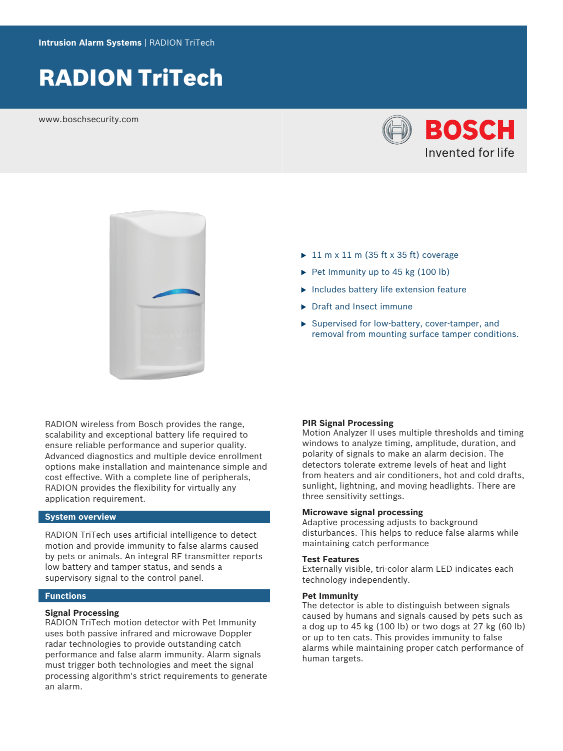**Intrusion Alarm Systems** | RADION TriTech

# RADION TriTech

www.boschsecurity.com

- 11 m x 11 m (35 ft x 35 ft) coverage
- Pet Immunity up to 45 kg (100 lb)
- Includes battery life extension feature
- Draft and Insect immune
- Supervised for low-battery, cover-tamper, and removal from mounting surface tamper conditions.

RADION wireless from Bosch provides the range, scalability and exceptional battery life required to ensure reliable performance and superior quality. Advanced diagnostics and multiple device enrollment options make installation and maintenance simple and cost effective. With a complete line of peripherals, RADION provides the flexibility for virtually any application requirement.

## System overview

RADION TriTech uses artificial intelligence to detect motion and provide immunity to false alarms caused by pets or animals. An integral RF transmitter reports low battery and tamper status, and sends a supervisory signal to the control panel.

## Functions

### Signal Processing

RADION TriTech motion detector with Pet Immunity uses both passive infrared and microwave Doppler radar technologies to provide outstanding catch performance and false alarm immunity. Alarm signals must trigger both technologies and meet the signal processing algorithm's strict requirements to generate an alarm.

### PIR Signal Processing

Motion Analyzer II uses multiple thresholds and timing windows to analyze timing, amplitude, duration, and polarity of signals to make an alarm decision. The detectors tolerate extreme levels of heat and light from heaters and air conditioners, hot and cold drafts, sunlight, lightning, and moving headlights. There are three sensitivity settings.

### Microwave signal processing

Adaptive processing adjusts to background disturbances. This helps to reduce false alarms while maintaining catch performance

### Test Features

Externally visible, tri-color alarm LED indicates each technology independently.

### Pet Immunity

The detector is able to distinguish between signals caused by humans and signals caused by pets such as a dog up to 45 kg (100 lb) or two dogs at 27 kg (60 lb) or up to ten cats. This provides immunity to false alarms while maintaining proper catch performance of human targets.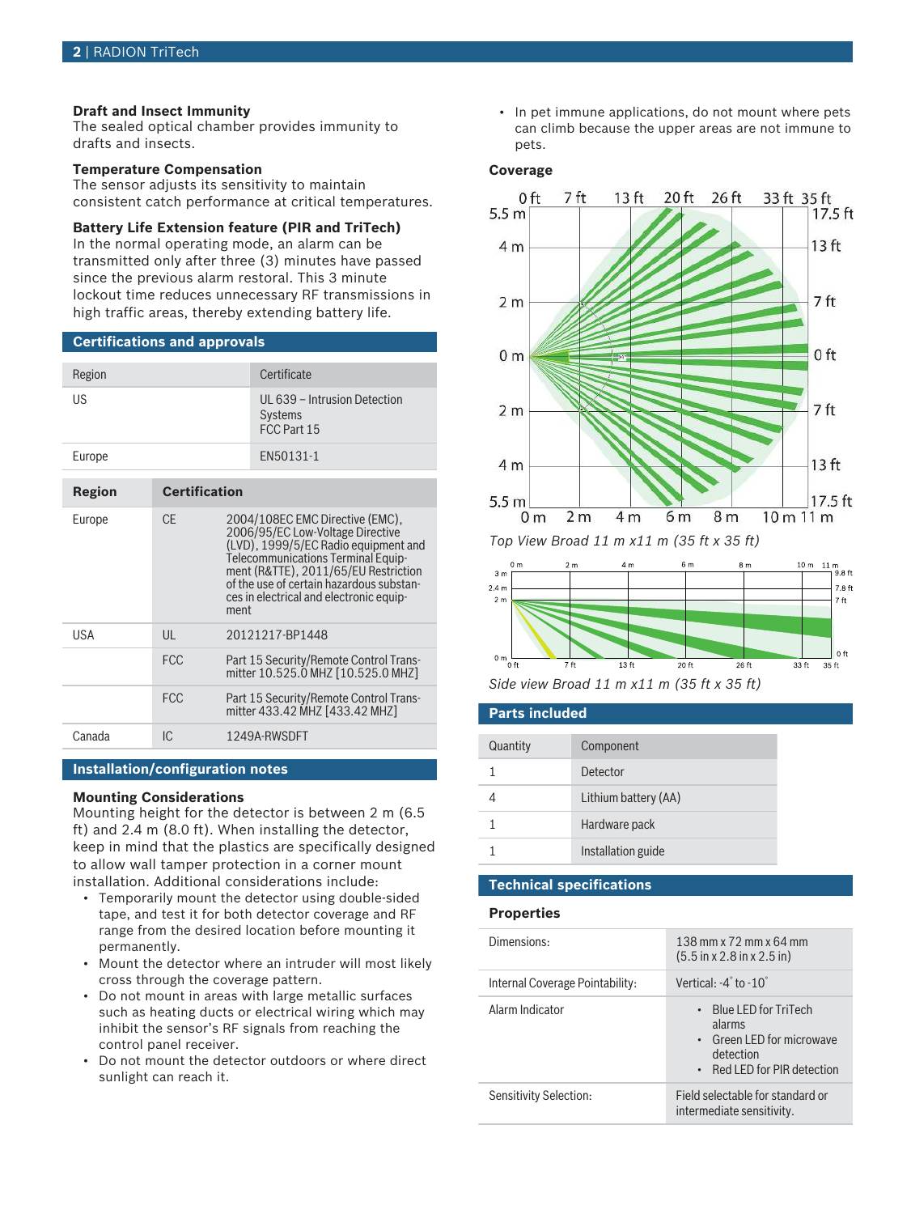### Draft and Insect Immunity

The sealed optical chamber provides immunity to drafts and insects.

### Temperature Compensation

The sensor adjusts its sensitivity to maintain consistent catch performance at critical temperatures.

### Battery Life Extension feature (PIR and TriTech)

In the normal operating mode, an alarm can be transmitted only after three (3) minutes have passed since the previous alarm restoral. This 3 minute lockout time reduces unnecessary RF transmissions in high traffic areas, thereby extending battery life.

## Certifications and approvals

| Region | Certificate |
|---|---|
| US | UL 639 – Intrusion Detection Systems<br>FCC Part 15 |
| Europe | EN50131-1 |

| Region | Certification | |
|---|---|---|
| Europe | CE | 2004/108EC EMC Directive (EMC), 2006/95/EC Low-Voltage Directive (LVD), 1999/5/EC Radio equipment and Telecommunications Terminal Equipment (R&TTE), 2011/65/EU Restriction of the use of certain hazardous substances in electrical and electronic equipment |
| USA | UL | 20121217-BP1448 |
| | FCC | Part 15 Security/Remote Control Transmitter 10.525.0 MHZ [10.525.0 MHZ] |
| | FCC | Part 15 Security/Remote Control Transmitter 433.42 MHZ [433.42 MHZ] |
| Canada | IC | 1249A-RWSDFT |

## Installation/configuration notes

### Mounting Considerations

Mounting height for the detector is between 2 m (6.5 ft) and 2.4 m (8.0 ft). When installing the detector, keep in mind that the plastics are specifically designed to allow wall tamper protection in a corner mount installation. Additional considerations include:

- Temporarily mount the detector using double-sided tape, and test it for both detector coverage and RF range from the desired location before mounting it permanently.
- Mount the detector where an intruder will most likely cross through the coverage pattern.
- Do not mount in areas with large metallic surfaces such as heating ducts or electrical wiring which may inhibit the sensor's RF signals from reaching the control panel receiver.
- Do not mount the detector outdoors or where direct sunlight can reach it.
- In pet immune applications, do not mount where pets can climb because the upper areas are not immune to pets.

### Coverage

*Top View Broad 11 m x11 m (35 ft x 35 ft)*

*Side view Broad 11 m x11 m (35 ft x 35 ft)*

## Parts included

| Quantity | Component |
|---|---|
| 1 | Detector |
| 4 | Lithium battery (AA) |
| 1 | Hardware pack |
| 1 | Installation guide |

## Technical specifications

### Properties

| | |
|---|---|
| Dimensions: | 138 mm x 72 mm x 64 mm (5.5 in x 2.8 in x 2.5 in) |
| Internal Coverage Pointability: | Vertical: -4° to -10° |
| Alarm Indicator | • Blue LED for TriTech alarms<br>• Green LED for microwave detection<br>• Red LED for PIR detection |
| Sensitivity Selection: | Field selectable for standard or intermediate sensitivity. |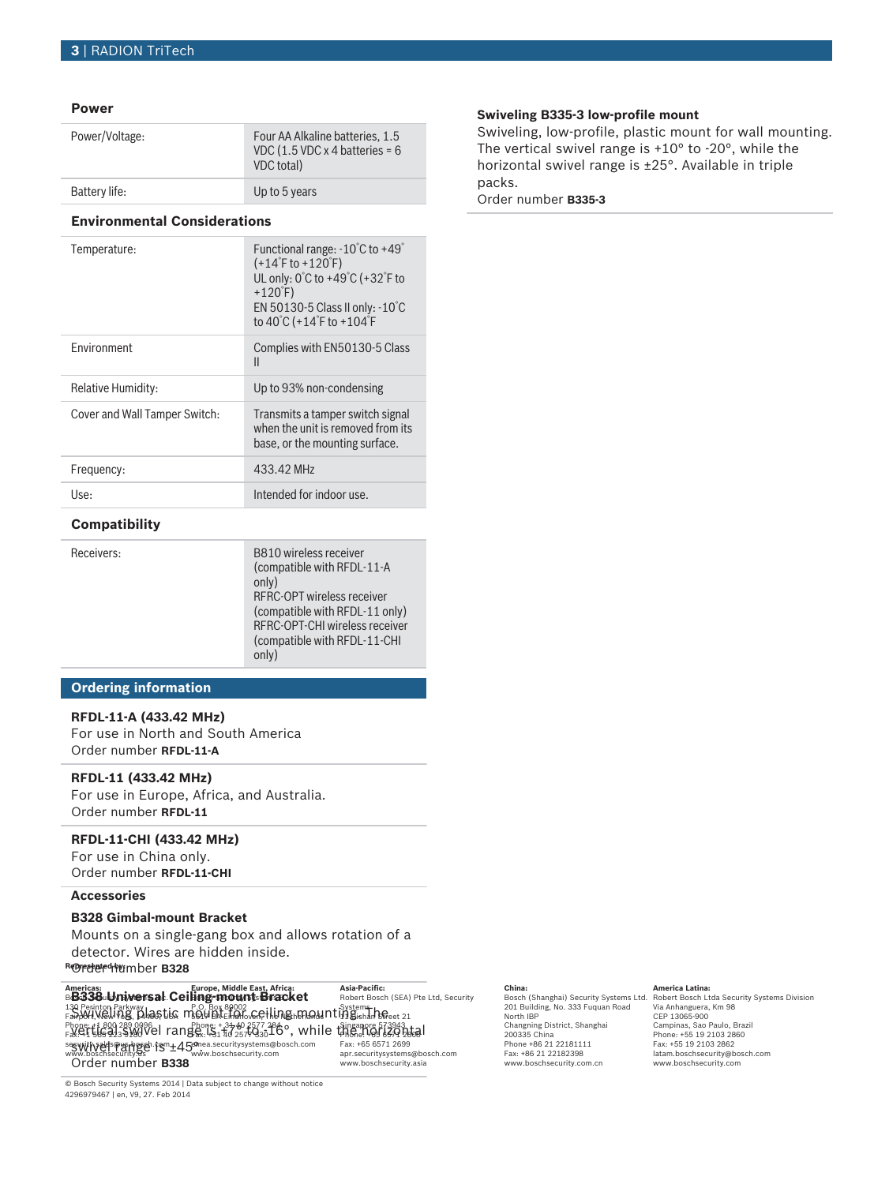## Power

| | |
|---|---|
| Power/Voltage: | Four AA Alkaline batteries, 1.5 VDC (1.5 VDC x 4 batteries = 6 VDC total) |
| Battery life: | Up to 5 years |

## Environmental Considerations

| | |
|---|---|
| Temperature: | Functional range: -10°C to +49° (+14°F to +120°F)<br>UL only: 0°C to +49°C (+32°F to +120°F)<br>EN 50130-5 Class II only: -10°C to 40°C (+14°F to +104°F |
| Environment | Complies with EN50130-5 Class II |
| Relative Humidity: | Up to 93% non-condensing |
| Cover and Wall Tamper Switch: | Transmits a tamper switch signal when the unit is removed from its base, or the mounting surface. |
| Frequency: | 433.42 MHz |
| Use: | Intended for indoor use. |

## Compatibility

| | |
|---|---|
| Receivers: | B810 wireless receiver (compatible with RFDL-11-A only)<br>RFRC-OPT wireless receiver (compatible with RFDL-11 only)<br>RFRC-OPT-CHI wireless receiver (compatible with RFDL-11-CHI only) |

## Ordering information

**RFDL-11-A (433.42 MHz)**
For use in North and South America
Order number **RFDL-11-A**

**RFDL-11 (433.42 MHz)**
For use in Europe, Africa, and Australia.
Order number **RFDL-11**

**RFDL-11-CHI (433.42 MHz)**
For use in China only.
Order number **RFDL-11-CHI**

### Accessories

**B328 Gimbal-mount Bracket**
Mounts on a single-gang box and allows rotation of a detector. Wires are hidden inside.
Order number **B328**

**B338 Universal Ceiling-mount Bracket**
Swiveling plastic mount for ceiling mounting. The vertical swivel range is +7° to -16°, while the horizontal swivel range is ±45°.
Order number **B338**

**Swiveling B335-3 low-profile mount**
Swiveling, low-profile, plastic mount for wall mounting. The vertical swivel range is +10° to -20°, while the horizontal swivel range is ±25°. Available in triple packs.
Order number **B335-3**

Represented by:

**Americas:**
Bosch Security Systems, Inc.
130 Perinton Parkway
Fairport, New York, 14450, USA
Phone: +1 800 289 0096
Fax: +1 585 223 9180
security.sales@us.bosch.com
www.boschsecurity.us

**Europe, Middle East, Africa:**
Bosch Security Systems B.V.
P.O. Box 80002
5600 JB Eindhoven, The Netherlands
Phone: + 31 40 2577 284
Fax: +31 40 2577 330
emea.securitysystems@bosch.com
www.boschsecurity.com

**Asia-Pacific:**
Robert Bosch (SEA) Pte Ltd, Security Systems
11 Bishan Street 21
Singapore 573943
Phone: +65 6571 2808
Fax: +65 6571 2699
apr.securitysystems@bosch.com
www.boschsecurity.asia

**China:**
Bosch (Shanghai) Security Systems Ltd.
201 Building, No. 333 Fuquan Road
North IBP
Changning District, Shanghai
200335 China
Phone +86 21 22181111
Fax: +86 21 22182398
www.boschsecurity.com.cn

**America Latina:**
Robert Bosch Ltda Security Systems Division
Via Anhanguera, Km 98
CEP 13065-900
Campinas, Sao Paulo, Brazil
Phone: +55 19 2103 2860
Fax: +55 19 2103 2862
latam.boschsecurity@bosch.com
www.boschsecurity.com

© Bosch Security Systems 2014 | Data subject to change without notice
4296979467 | en, V9, 27. Feb 2014